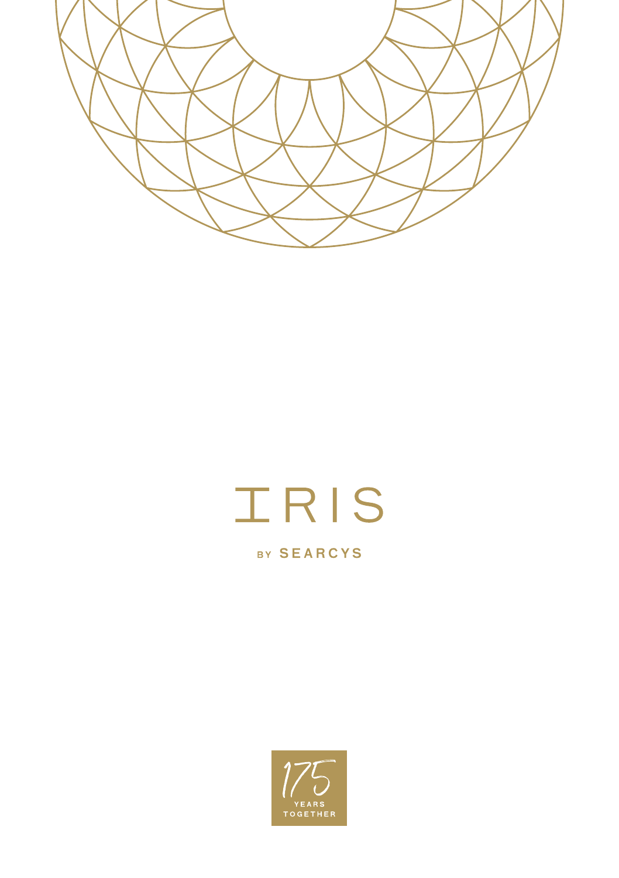# IRIS

BY **SEARCYS**

175

YEARS
TOGETHER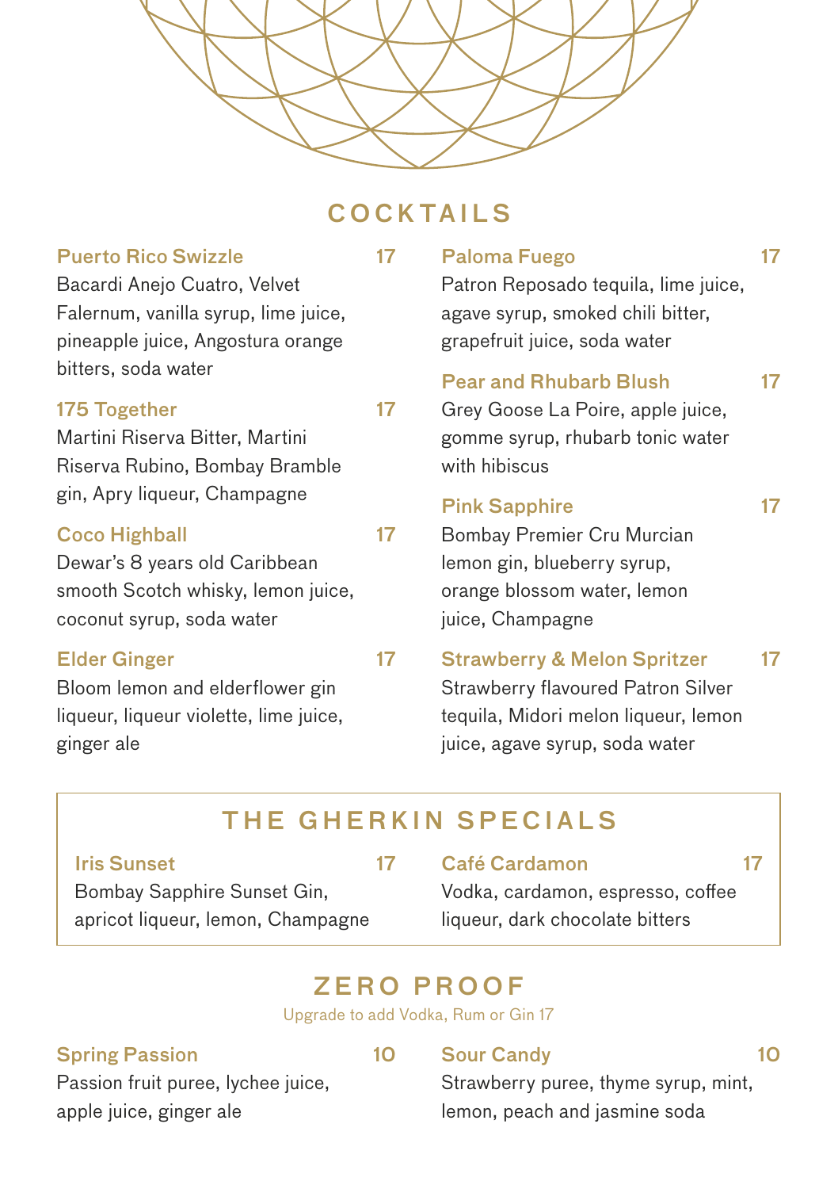## COCKTAILS

**Puerto Rico Swizzle** 17
Bacardi Anejo Cuatro, Velvet Falernum, vanilla syrup, lime juice, pineapple juice, Angostura orange bitters, soda water

**175 Together** 17
Martini Riserva Bitter, Martini Riserva Rubino, Bombay Bramble gin, Apry liqueur, Champagne

**Coco Highball** 17
Dewar's 8 years old Caribbean smooth Scotch whisky, lemon juice, coconut syrup, soda water

**Elder Ginger** 17
Bloom lemon and elderflower gin liqueur, liqueur violette, lime juice, ginger ale

**Paloma Fuego** 17
Patron Reposado tequila, lime juice, agave syrup, smoked chili bitter, grapefruit juice, soda water

**Pear and Rhubarb Blush** 17
Grey Goose La Poire, apple juice, gomme syrup, rhubarb tonic water with hibiscus

**Pink Sapphire** 17
Bombay Premier Cru Murcian lemon gin, blueberry syrup, orange blossom water, lemon juice, Champagne

**Strawberry & Melon Spritzer** 17
Strawberry flavoured Patron Silver tequila, Midori melon liqueur, lemon juice, agave syrup, soda water

## THE GHERKIN SPECIALS

**Iris Sunset** 17
Bombay Sapphire Sunset Gin, apricot liqueur, lemon, Champagne

**Café Cardamon** 17
Vodka, cardamon, espresso, coffee liqueur, dark chocolate bitters

## ZERO PROOF

Upgrade to add Vodka, Rum or Gin 17

**Spring Passion** 10
Passion fruit puree, lychee juice, apple juice, ginger ale

**Sour Candy** 10
Strawberry puree, thyme syrup, mint, lemon, peach and jasmine soda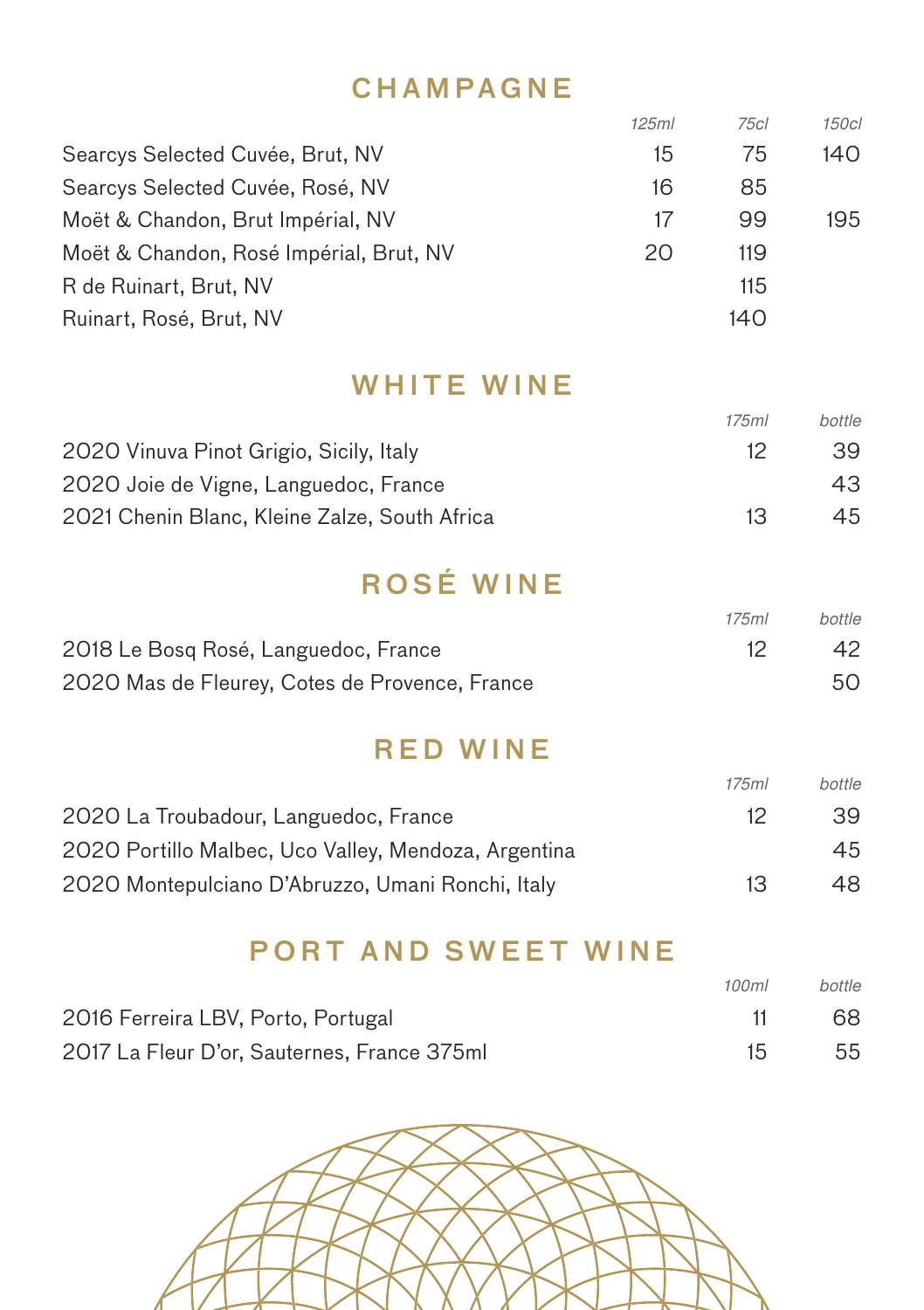## CHAMPAGNE

| | 125ml | 75cl | 150cl |
|---|---|---|---|
| Searcys Selected Cuvée, Brut, NV | 15 | 75 | 140 |
| Searcys Selected Cuvée, Rosé, NV | 16 | 85 | |
| Moët & Chandon, Brut Impérial, NV | 17 | 99 | 195 |
| Moët & Chandon, Rosé Impérial, Brut, NV | 20 | 119 | |
| R de Ruinart, Brut, NV | | 115 | |
| Ruinart, Rosé, Brut, NV | | 140 | |

## WHITE WINE

| | 175ml | bottle |
|---|---|---|
| 2020 Vinuva Pinot Grigio, Sicily, Italy | 12 | 39 |
| 2020 Joie de Vigne, Languedoc, France | | 43 |
| 2021 Chenin Blanc, Kleine Zalze, South Africa | 13 | 45 |

## ROSÉ WINE

| | 175ml | bottle |
|---|---|---|
| 2018 Le Bosq Rosé, Languedoc, France | 12 | 42 |
| 2020 Mas de Fleurey, Cotes de Provence, France | | 50 |

## RED WINE

| | 175ml | bottle |
|---|---|---|
| 2020 La Troubadour, Languedoc, France | 12 | 39 |
| 2020 Portillo Malbec, Uco Valley, Mendoza, Argentina | | 45 |
| 2020 Montepulciano D'Abruzzo, Umani Ronchi, Italy | 13 | 48 |

## PORT AND SWEET WINE

| | 100ml | bottle |
|---|---|---|
| 2016 Ferreira LBV, Porto, Portugal | 11 | 68 |
| 2017 La Fleur D'or, Sauternes, France 375ml | 15 | 55 |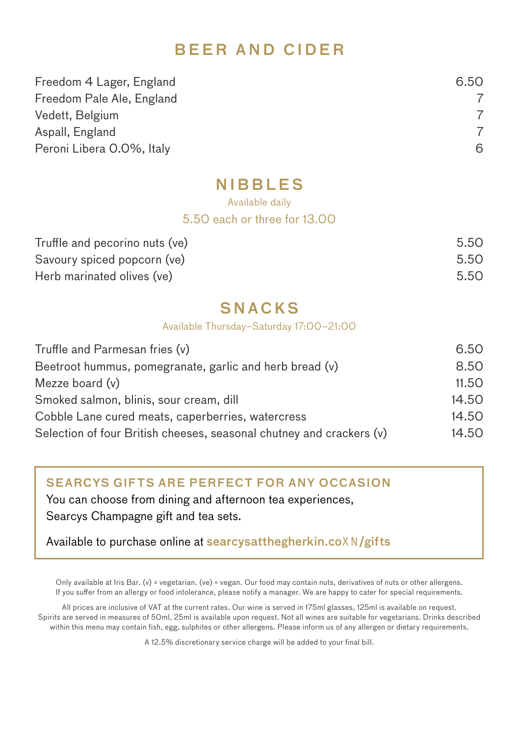## BEER AND CIDER

| | |
|---|---|
| Freedom 4 Lager, England | 6.50 |
| Freedom Pale Ale, England | 7 |
| Vedett, Belgium | 7 |
| Aspall, England | 7 |
| Peroni Libera 0.0%, Italy | 6 |

## NIBBLES

Available daily

5.50 each or three for 13.00

| | |
|---|---|
| Truffle and pecorino nuts (ve) | 5.50 |
| Savoury spiced popcorn (ve) | 5.50 |
| Herb marinated olives (ve) | 5.50 |

## SNACKS

Available Thursday–Saturday 17:00–21:00

| | |
|---|---|
| Truffle and Parmesan fries (v) | 6.50 |
| Beetroot hummus, pomegranate, garlic and herb bread (v) | 8.50 |
| Mezze board (v) | 11.50 |
| Smoked salmon, blinis, sour cream, dill | 14.50 |
| Cobble Lane cured meats, caperberries, watercress | 14.50 |
| Selection of four British cheeses, seasonal chutney and crackers (v) | 14.50 |

### SEARCYS GIFTS ARE PERFECT FOR ANY OCCASION

You can choose from dining and afternoon tea experiences, Searcys Champagne gift and tea sets.

Available to purchase online at **searcysatthegherkin.coXN/gifts**

Only available at Iris Bar. (v) = vegetarian. (ve) = vegan. Our food may contain nuts, derivatives of nuts or other allergens. If you suffer from an allergy or food intolerance, please notify a manager. We are happy to cater for special requirements.

All prices are inclusive of VAT at the current rates. Our wine is served in 175ml glasses, 125ml is available on request. Spirits are served in measures of 50ml, 25ml is available upon request. Not all wines are suitable for vegetarians. Drinks described within this menu may contain fish, egg, sulphites or other allergens. Please inform us of any allergen or dietary requirements.

A 12.5% discretionary service charge will be added to your final bill.